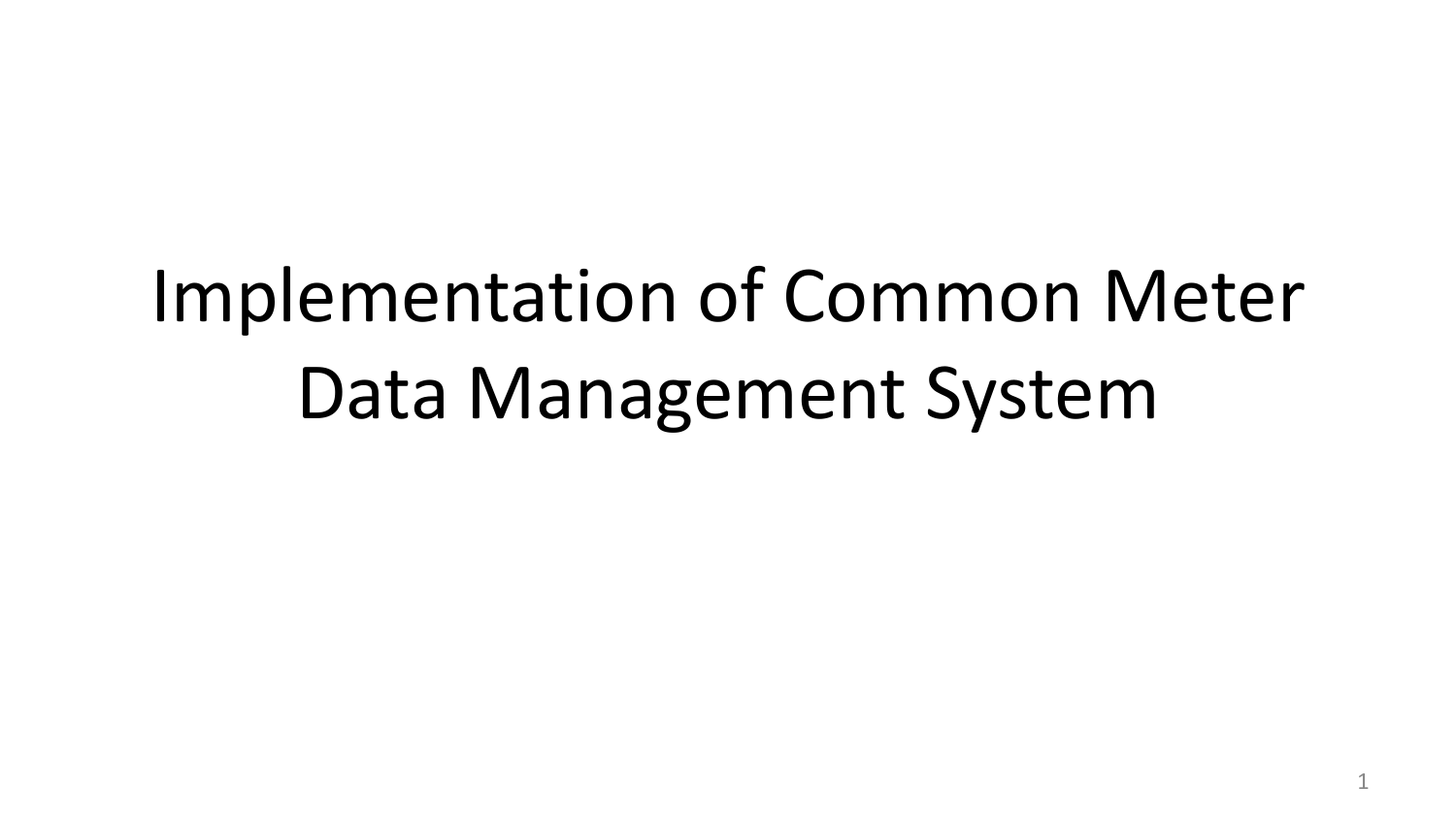# Implementation of Common Meter Data Management System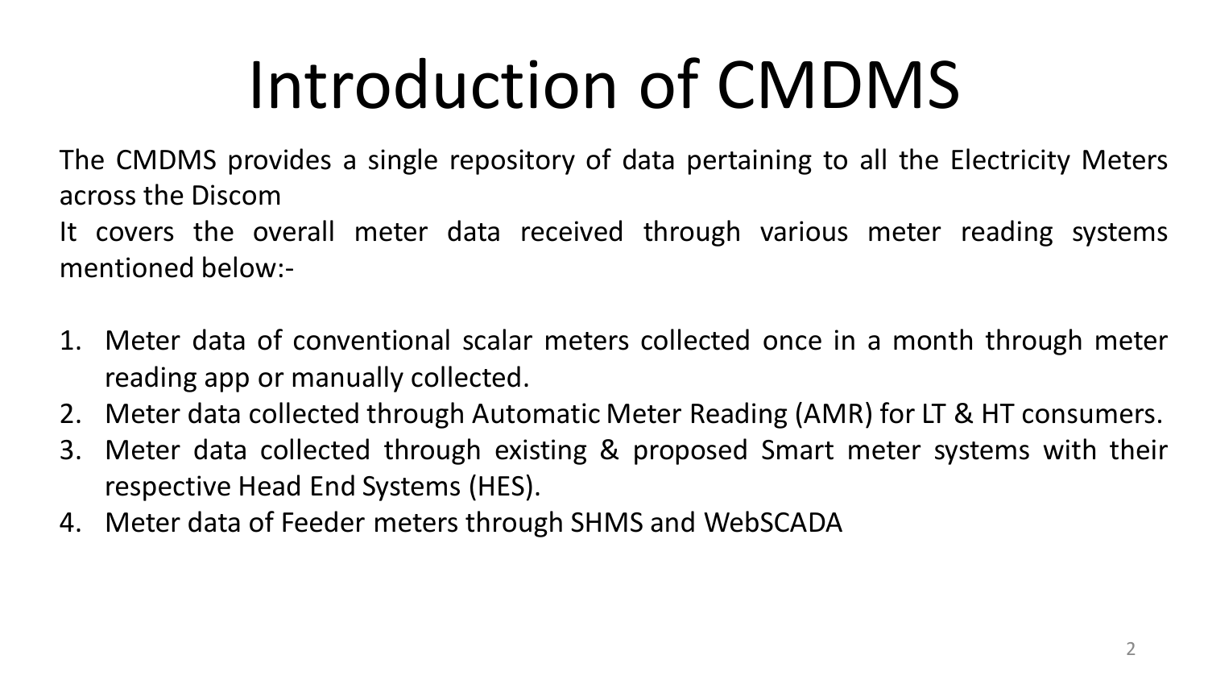# Introduction of CMDMS

The CMDMS provides a single repository of data pertaining to all the Electricity Meters across the Discom

It covers the overall meter data received through various meter reading systems mentioned below:-

1. Meter data of conventional scalar meters collected once in a month through meter reading app or manually collected.
2. Meter data collected through Automatic Meter Reading (AMR) for LT & HT consumers.
3. Meter data collected through existing & proposed Smart meter systems with their respective Head End Systems (HES).
4. Meter data of Feeder meters through SHMS and WebSCADA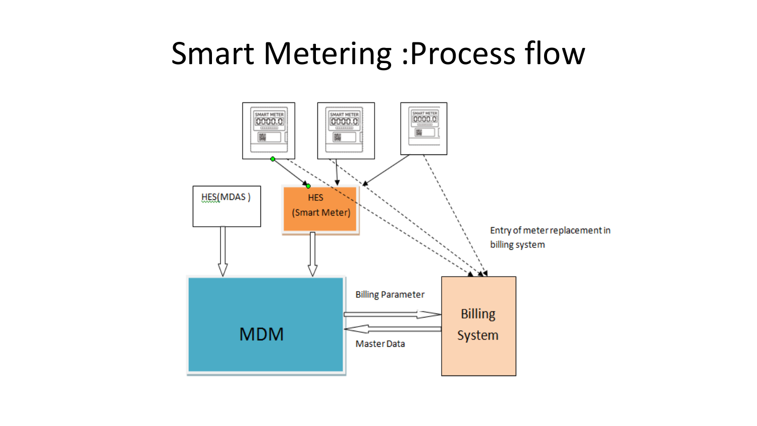# Smart Metering :Process flow

HES(MDAS )

HES (Smart Meter)

MDM

Billing Parameter

Master Data

Billing System

Entry of meter replacement in billing system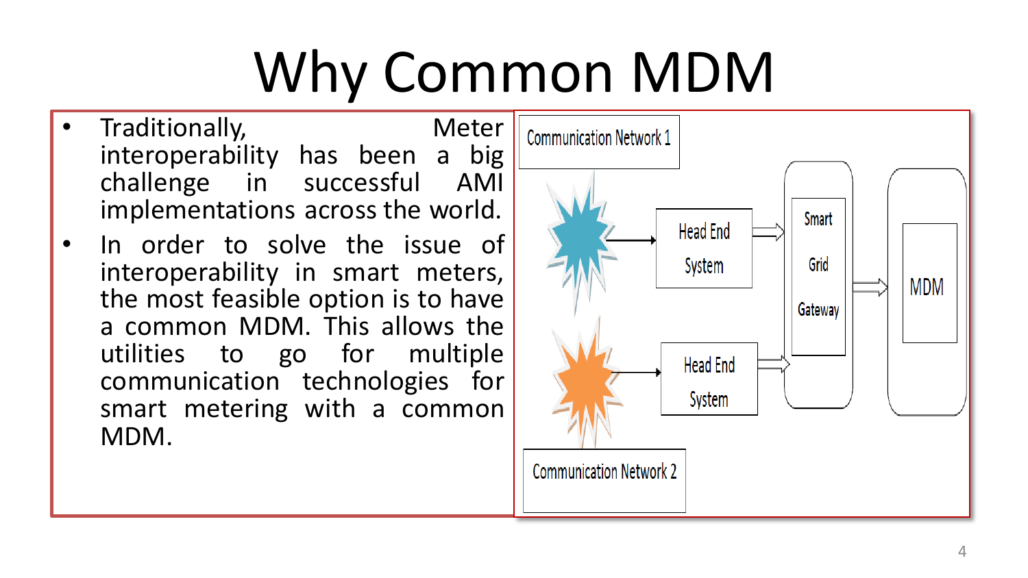# Why Common MDM

- Traditionally, Meter interoperability has been a big challenge in successful AMI implementations across the world.
- In order to solve the issue of interoperability in smart meters, the most feasible option is to have a common MDM. This allows the utilities to go for multiple communication technologies for smart metering with a common MDM.

Communication Network 1

Head End System

Head End System

Smart Grid Gateway

MDM

Communication Network 2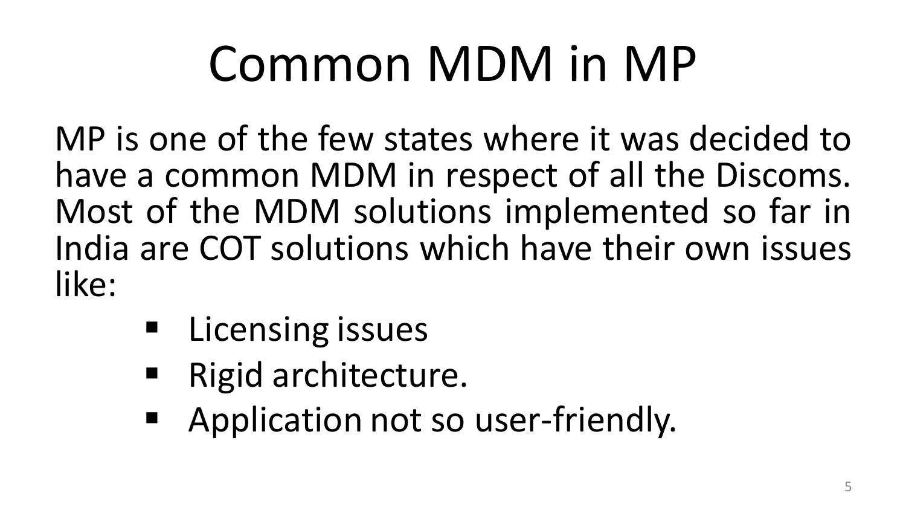# Common MDM in MP

MP is one of the few states where it was decided to have a common MDM in respect of all the Discoms. Most of the MDM solutions implemented so far in India are COT solutions which have their own issues like:

- Licensing issues
- Rigid architecture.
- Application not so user-friendly.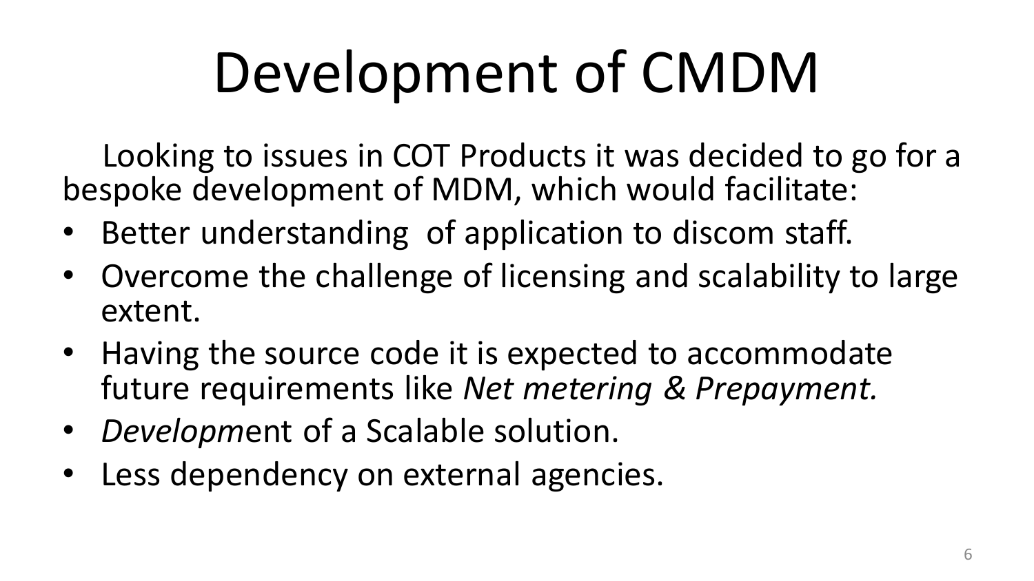# Development of CMDM

Looking to issues in COT Products it was decided to go for a bespoke development of MDM, which would facilitate:

- Better understanding of application to discom staff.
- Overcome the challenge of licensing and scalability to large extent.
- Having the source code it is expected to accommodate future requirements like *Net metering & Prepayment.*
- *Developm*ent of a Scalable solution.
- Less dependency on external agencies.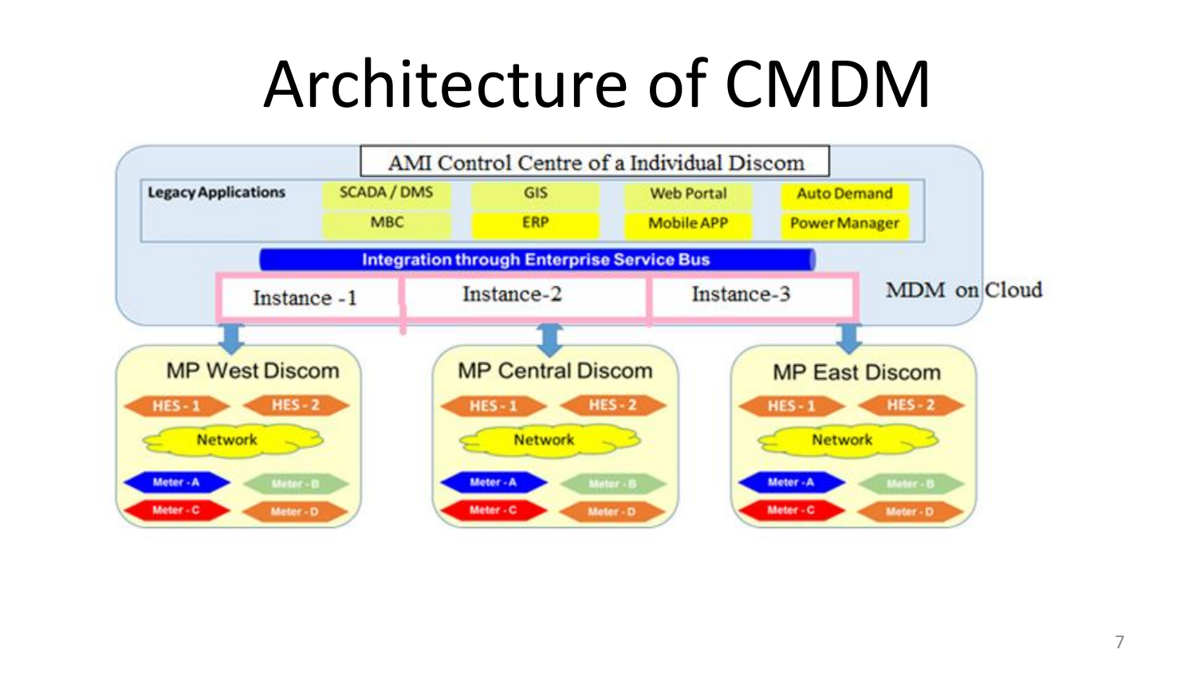# Architecture of CMDM

AMI Control Centre of a Individual Discom

| Legacy Applications | SCADA / DMS | GIS | Web Portal | Auto Demand |
|---|---|---|---|---|
| | MBC | ERP | Mobile APP | Power Manager |

Integration through Enterprise Service Bus

Instance -1 | Instance-2 | Instance-3

MDM on Cloud

**MP West Discom**
- HES - 1
- HES - 2
- Network
- Meter - A
- Meter - B
- Meter - C
- Meter - D

**MP Central Discom**
- HES - 1
- HES - 2
- Network
- Meter - A
- Meter - B
- Meter - C
- Meter - D

**MP East Discom**
- HES - 1
- HES - 2
- Network
- Meter - A
- Meter - B
- Meter - C
- Meter - D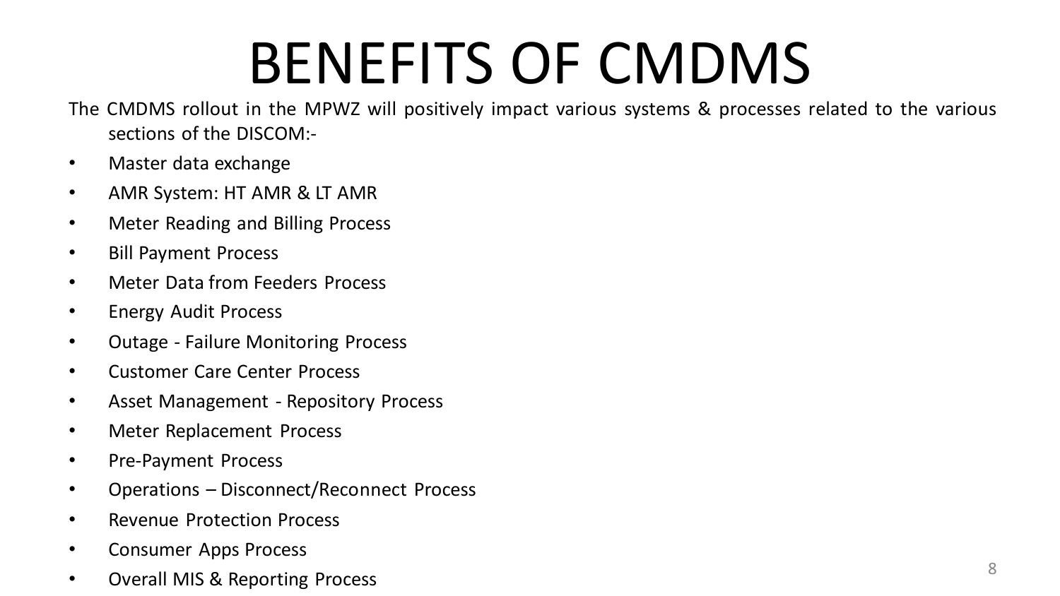# BENEFITS OF CMDMS

The CMDMS rollout in the MPWZ will positively impact various systems & processes related to the various sections of the DISCOM:-

- Master data exchange
- AMR System: HT AMR & LT AMR
- Meter Reading and Billing Process
- Bill Payment Process
- Meter Data from Feeders Process
- Energy Audit Process
- Outage - Failure Monitoring Process
- Customer Care Center Process
- Asset Management - Repository Process
- Meter Replacement Process
- Pre-Payment Process
- Operations – Disconnect/Reconnect Process
- Revenue Protection Process
- Consumer Apps Process
- Overall MIS & Reporting Process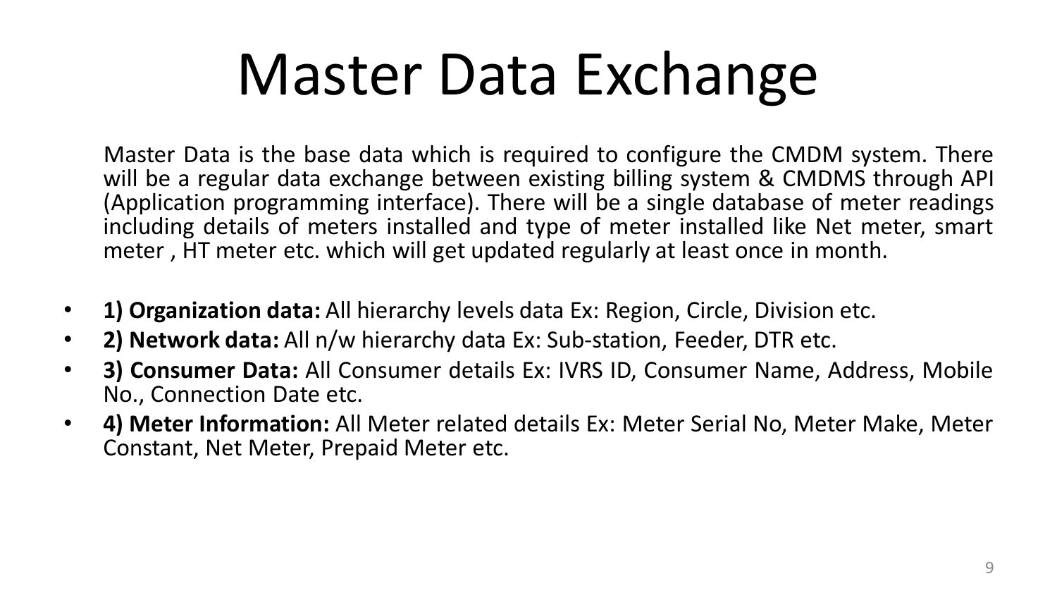# Master Data Exchange

Master Data is the base data which is required to configure the CMDM system. There will be a regular data exchange between existing billing system & CMDMS through API (Application programming interface). There will be a single database of meter readings including details of meters installed and type of meter installed like Net meter, smart meter , HT meter etc. which will get updated regularly at least once in month.

- **1) Organization data:** All hierarchy levels data Ex: Region, Circle, Division etc.
- **2) Network data:** All n/w hierarchy data Ex: Sub-station, Feeder, DTR etc.
- **3) Consumer Data:** All Consumer details Ex: IVRS ID, Consumer Name, Address, Mobile No., Connection Date etc.
- **4) Meter Information:** All Meter related details Ex: Meter Serial No, Meter Make, Meter Constant, Net Meter, Prepaid Meter etc.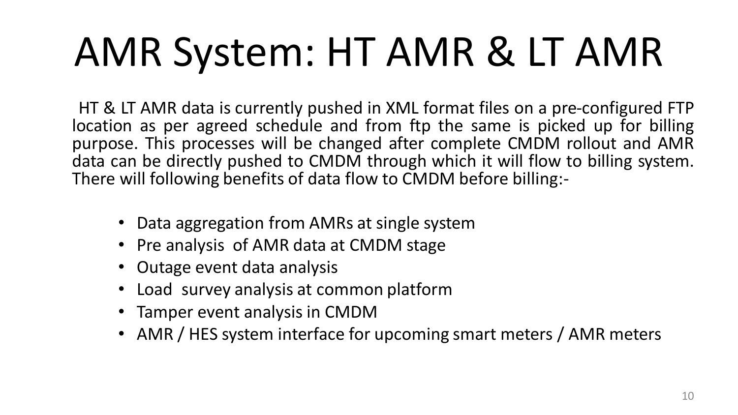# AMR System: HT AMR & LT AMR

HT & LT AMR data is currently pushed in XML format files on a pre-configured FTP location as per agreed schedule and from ftp the same is picked up for billing purpose. This processes will be changed after complete CMDM rollout and AMR data can be directly pushed to CMDM through which it will flow to billing system. There will following benefits of data flow to CMDM before billing:-

- Data aggregation from AMRs at single system
- Pre analysis of AMR data at CMDM stage
- Outage event data analysis
- Load survey analysis at common platform
- Tamper event analysis in CMDM
- AMR / HES system interface for upcoming smart meters / AMR meters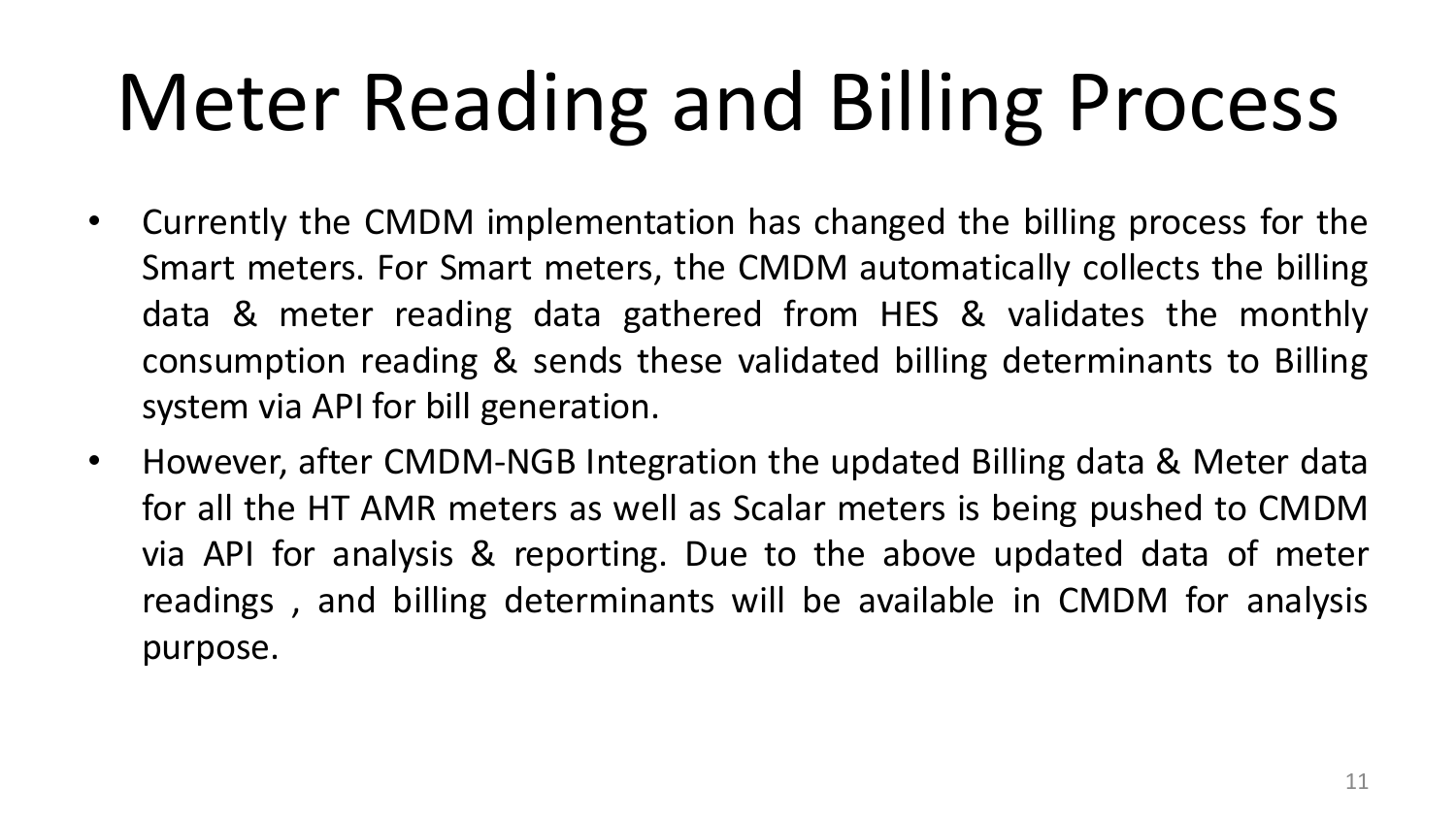# Meter Reading and Billing Process

- Currently the CMDM implementation has changed the billing process for the Smart meters. For Smart meters, the CMDM automatically collects the billing data & meter reading data gathered from HES & validates the monthly consumption reading & sends these validated billing determinants to Billing system via API for bill generation.
- However, after CMDM-NGB Integration the updated Billing data & Meter data for all the HT AMR meters as well as Scalar meters is being pushed to CMDM via API for analysis & reporting. Due to the above updated data of meter readings , and billing determinants will be available in CMDM for analysis purpose.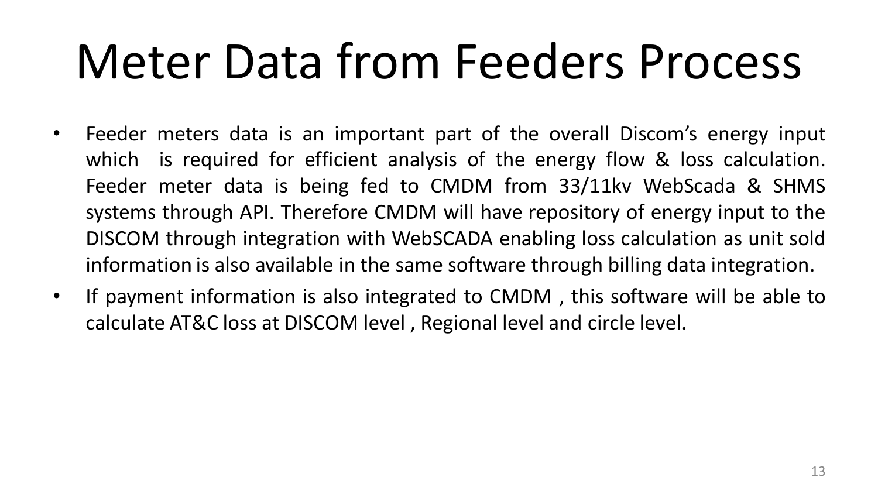# Meter Data from Feeders Process

- Feeder meters data is an important part of the overall Discom's energy input which is required for efficient analysis of the energy flow & loss calculation. Feeder meter data is being fed to CMDM from 33/11kv WebScada & SHMS systems through API. Therefore CMDM will have repository of energy input to the DISCOM through integration with WebSCADA enabling loss calculation as unit sold information is also available in the same software through billing data integration.
- If payment information is also integrated to CMDM , this software will be able to calculate AT&C loss at DISCOM level , Regional level and circle level.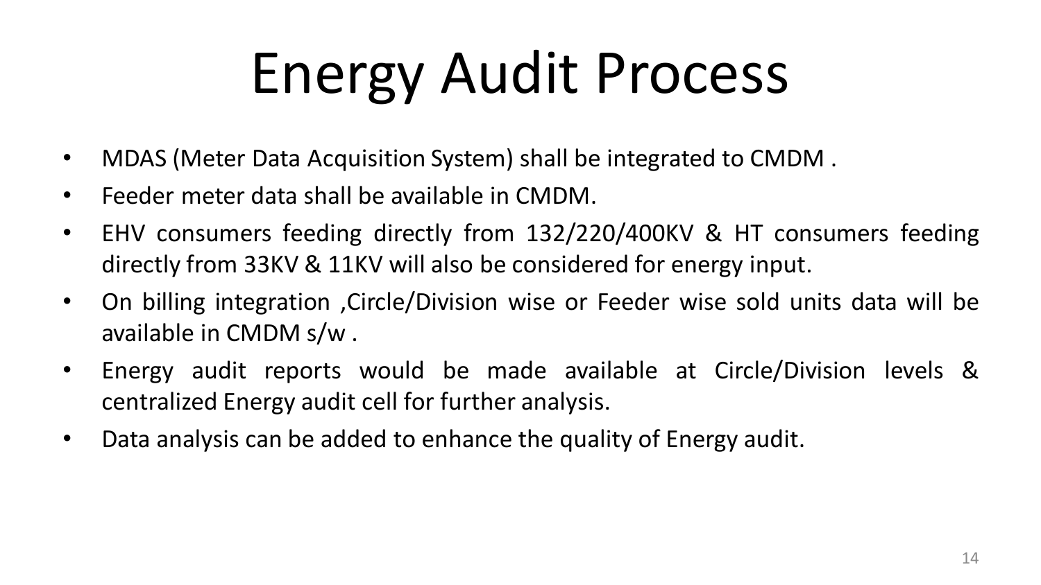# Energy Audit Process

- MDAS (Meter Data Acquisition System) shall be integrated to CMDM .
- Feeder meter data shall be available in CMDM.
- EHV consumers feeding directly from 132/220/400KV & HT consumers feeding directly from 33KV & 11KV will also be considered for energy input.
- On billing integration ,Circle/Division wise or Feeder wise sold units data will be available in CMDM s/w .
- Energy audit reports would be made available at Circle/Division levels & centralized Energy audit cell for further analysis.
- Data analysis can be added to enhance the quality of Energy audit.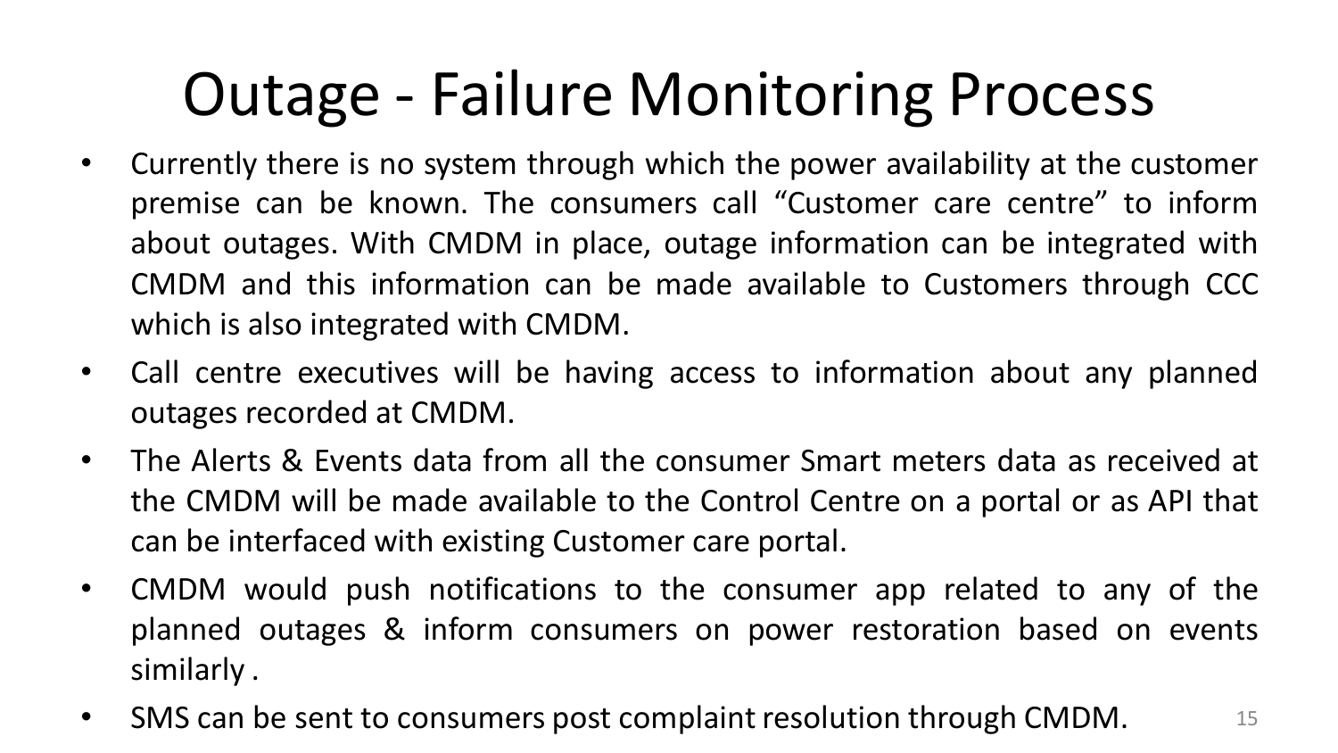# Outage - Failure Monitoring Process

- Currently there is no system through which the power availability at the customer premise can be known. The consumers call "Customer care centre" to inform about outages. With CMDM in place, outage information can be integrated with CMDM and this information can be made available to Customers through CCC which is also integrated with CMDM.
- Call centre executives will be having access to information about any planned outages recorded at CMDM.
- The Alerts & Events data from all the consumer Smart meters data as received at the CMDM will be made available to the Control Centre on a portal or as API that can be interfaced with existing Customer care portal.
- CMDM would push notifications to the consumer app related to any of the planned outages & inform consumers on power restoration based on events similarly .
- SMS can be sent to consumers post complaint resolution through CMDM.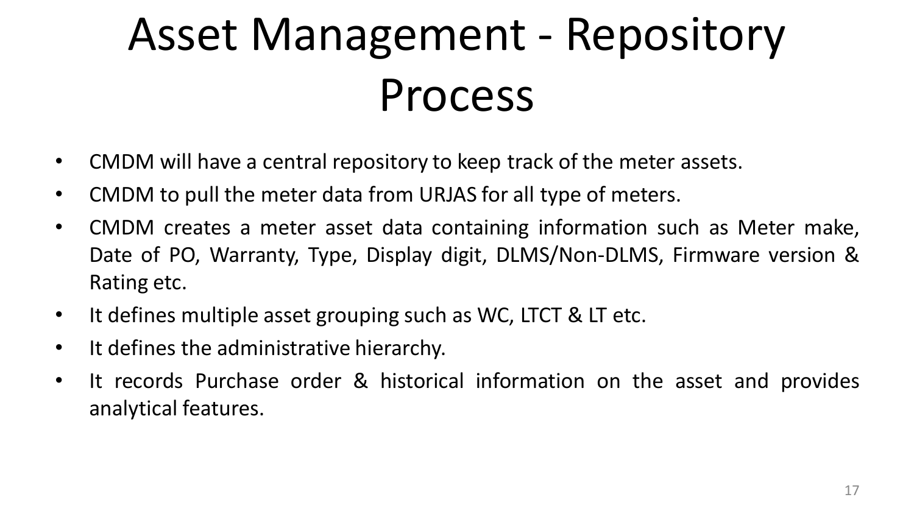# Asset Management - Repository Process

- CMDM will have a central repository to keep track of the meter assets.
- CMDM to pull the meter data from URJAS for all type of meters.
- CMDM creates a meter asset data containing information such as Meter make, Date of PO, Warranty, Type, Display digit, DLMS/Non-DLMS, Firmware version & Rating etc.
- It defines multiple asset grouping such as WC, LTCT & LT etc.
- It defines the administrative hierarchy.
- It records Purchase order & historical information on the asset and provides analytical features.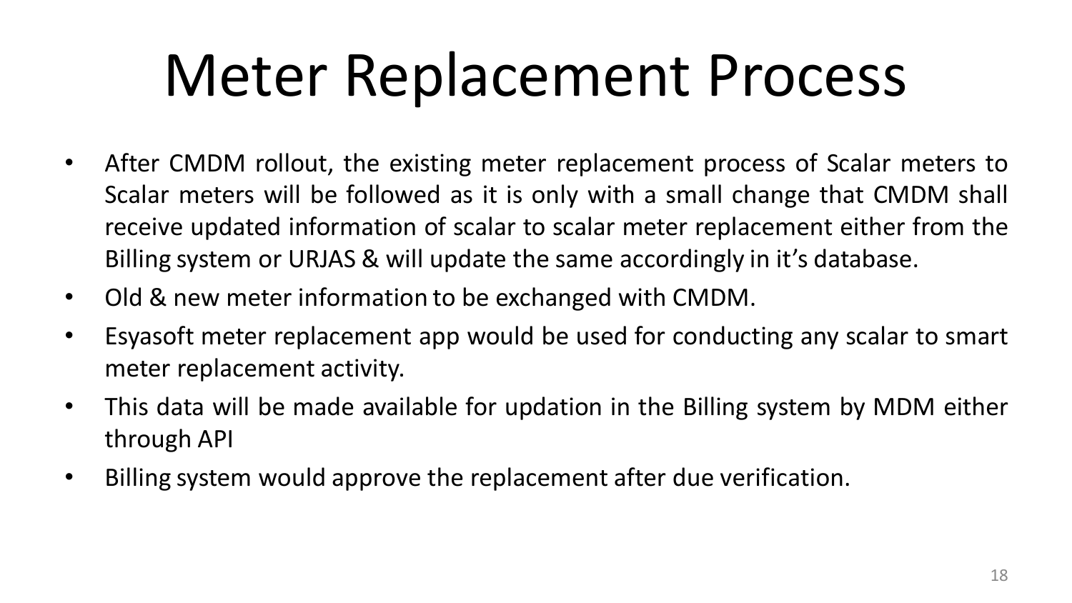# Meter Replacement Process

- After CMDM rollout, the existing meter replacement process of Scalar meters to Scalar meters will be followed as it is only with a small change that CMDM shall receive updated information of scalar to scalar meter replacement either from the Billing system or URJAS & will update the same accordingly in it's database.
- Old & new meter information to be exchanged with CMDM.
- Esyasoft meter replacement app would be used for conducting any scalar to smart meter replacement activity.
- This data will be made available for updation in the Billing system by MDM either through API
- Billing system would approve the replacement after due verification.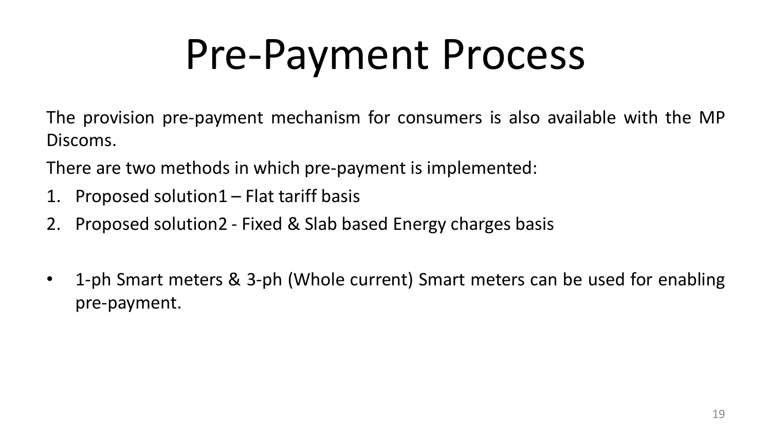# Pre-Payment Process

The provision pre-payment mechanism for consumers is also available with the MP Discoms.

There are two methods in which pre-payment is implemented:

1. Proposed solution1 – Flat tariff basis
2. Proposed solution2 - Fixed & Slab based Energy charges basis

- 1-ph Smart meters & 3-ph (Whole current) Smart meters can be used for enabling pre-payment.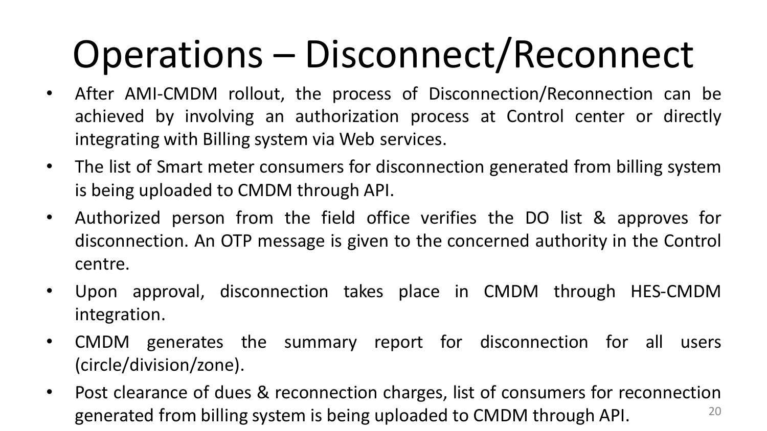# Operations – Disconnect/Reconnect

- After AMI-CMDM rollout, the process of Disconnection/Reconnection can be achieved by involving an authorization process at Control center or directly integrating with Billing system via Web services.
- The list of Smart meter consumers for disconnection generated from billing system is being uploaded to CMDM through API.
- Authorized person from the field office verifies the DO list & approves for disconnection. An OTP message is given to the concerned authority in the Control centre.
- Upon approval, disconnection takes place in CMDM through HES-CMDM integration.
- CMDM generates the summary report for disconnection for all users (circle/division/zone).
- Post clearance of dues & reconnection charges, list of consumers for reconnection generated from billing system is being uploaded to CMDM through API.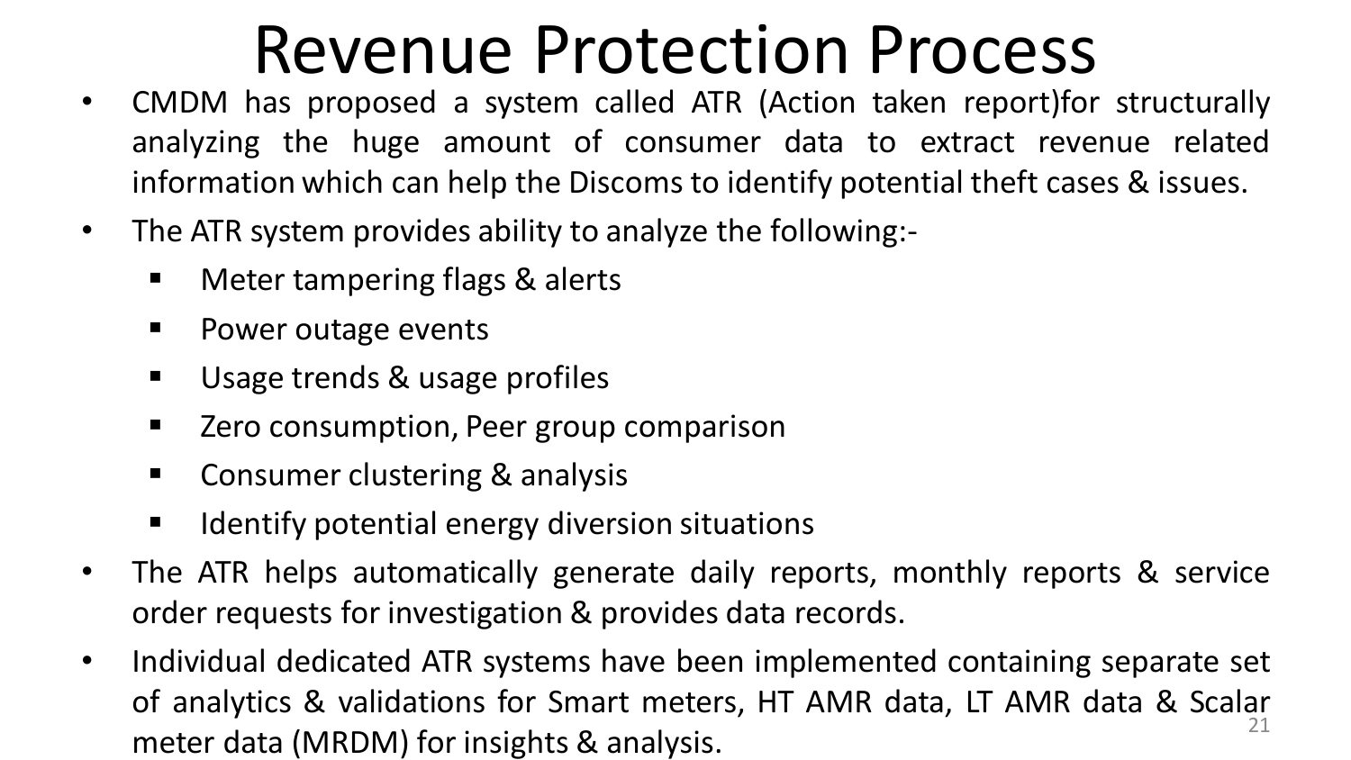# Revenue Protection Process

- CMDM has proposed a system called ATR (Action taken report)for structurally analyzing the huge amount of consumer data to extract revenue related information which can help the Discoms to identify potential theft cases & issues.
- The ATR system provides ability to analyze the following:-
  - Meter tampering flags & alerts
  - Power outage events
  - Usage trends & usage profiles
  - Zero consumption, Peer group comparison
  - Consumer clustering & analysis
  - Identify potential energy diversion situations
- The ATR helps automatically generate daily reports, monthly reports & service order requests for investigation & provides data records.
- Individual dedicated ATR systems have been implemented containing separate set of analytics & validations for Smart meters, HT AMR data, LT AMR data & Scalar meter data (MRDM) for insights & analysis.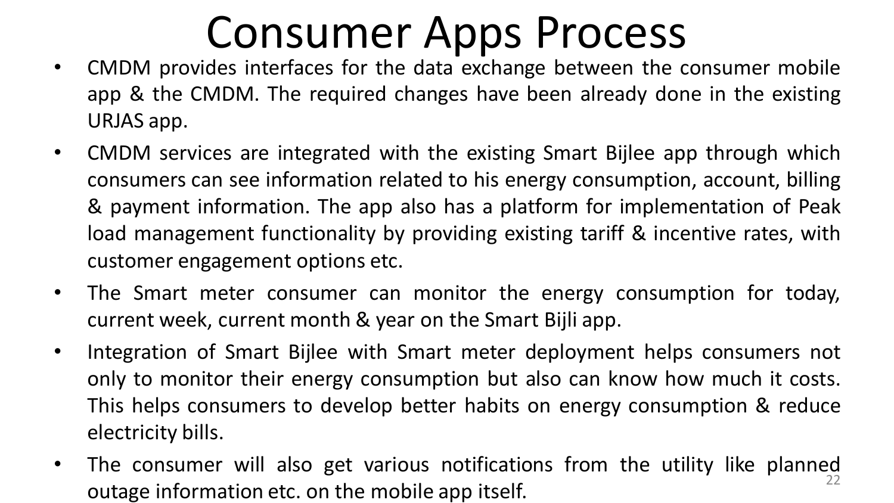# Consumer Apps Process

- CMDM provides interfaces for the data exchange between the consumer mobile app & the CMDM. The required changes have been already done in the existing URJAS app.
- CMDM services are integrated with the existing Smart Bijlee app through which consumers can see information related to his energy consumption, account, billing & payment information. The app also has a platform for implementation of Peak load management functionality by providing existing tariff & incentive rates, with customer engagement options etc.
- The Smart meter consumer can monitor the energy consumption for today, current week, current month & year on the Smart Bijli app.
- Integration of Smart Bijlee with Smart meter deployment helps consumers not only to monitor their energy consumption but also can know how much it costs. This helps consumers to develop better habits on energy consumption & reduce electricity bills.
- The consumer will also get various notifications from the utility like planned outage information etc. on the mobile app itself.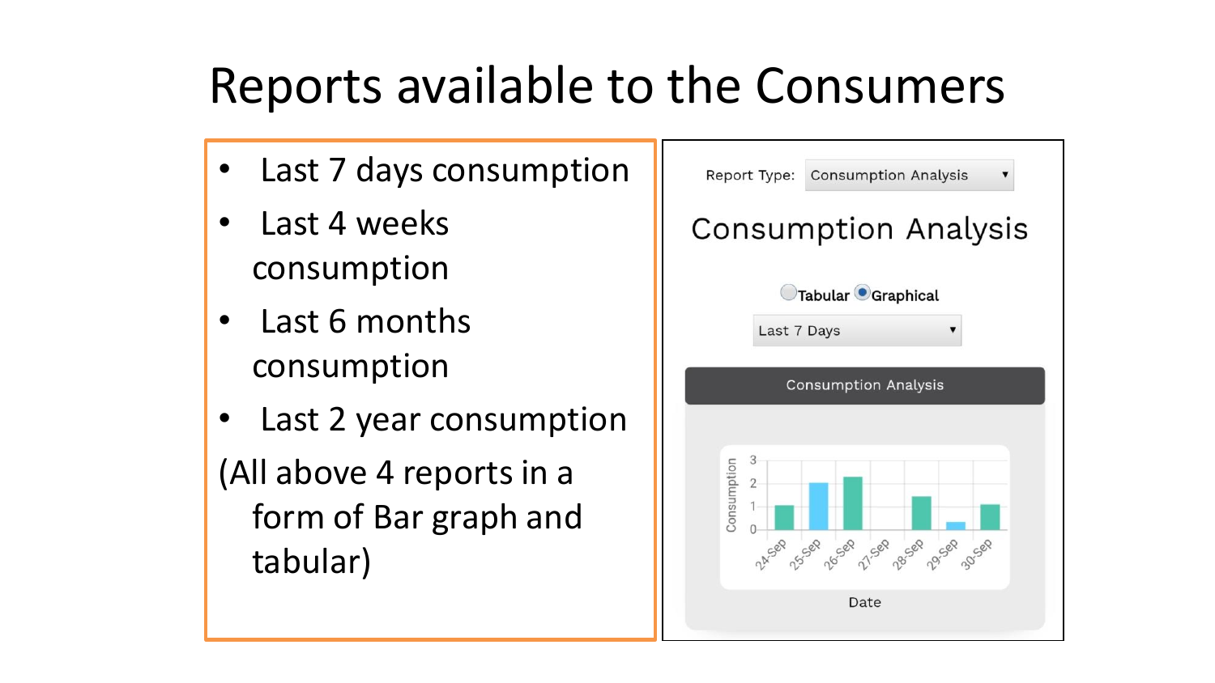# Reports available to the Consumers

- Last 7 days consumption
- Last 4 weeks consumption
- Last 6 months consumption
- Last 2 year consumption

(All above 4 reports in a form of Bar graph and tabular)

Report Type: Consumption Analysis

Consumption Analysis

Tabular Graphical

Last 7 Days

Consumption Analysis

Consumption

3
2
1
0

24-Sep 25-Sep 26-Sep 27-Sep 28-Sep 29-Sep 30-Sep

Date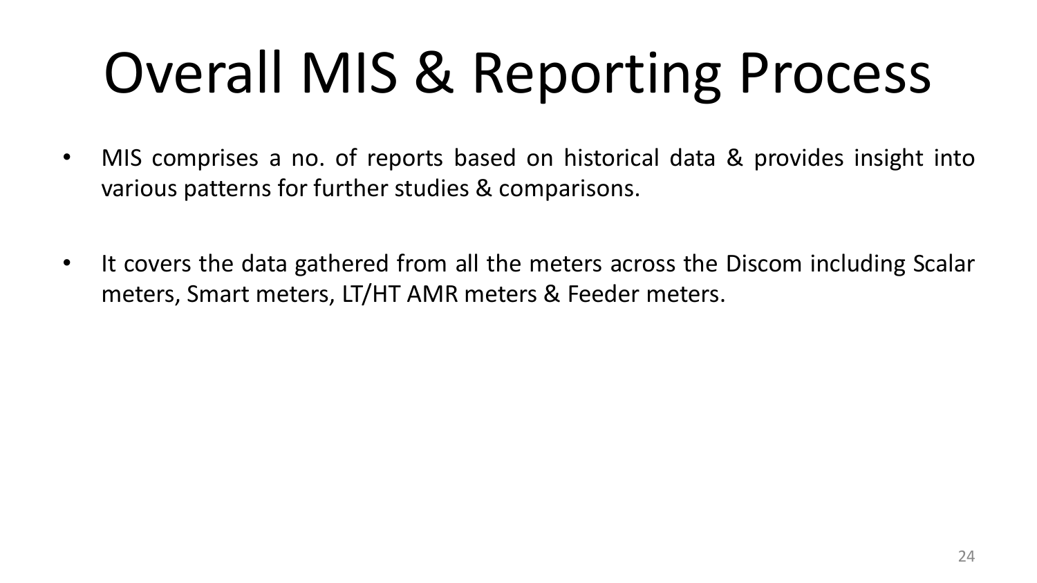# Overall MIS & Reporting Process

- MIS comprises a no. of reports based on historical data & provides insight into various patterns for further studies & comparisons.

- It covers the data gathered from all the meters across the Discom including Scalar meters, Smart meters, LT/HT AMR meters & Feeder meters.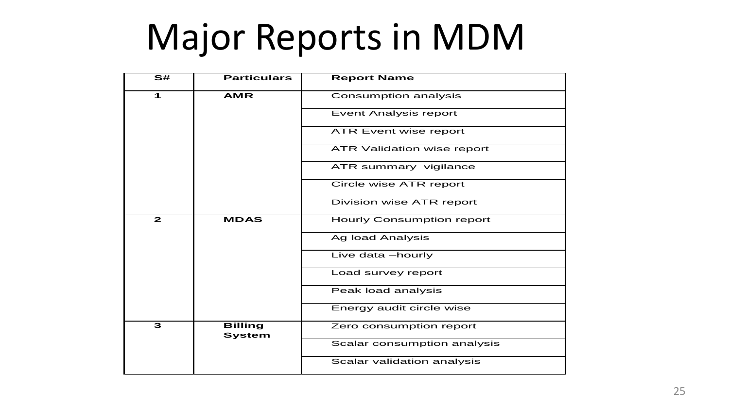# Major Reports in MDM

| S# | Particulars | Report Name |
|---|---|---|
| 1 | AMR | Consumption analysis |
| | | Event Analysis report |
| | | ATR Event wise report |
| | | ATR Validation wise report |
| | | ATR summary vigilance |
| | | Circle wise ATR report |
| | | Division wise ATR report |
| 2 | MDAS | Hourly Consumption report |
| | | Ag load Analysis |
| | | Live data –hourly |
| | | Load survey report |
| | | Peak load analysis |
| | | Energy audit circle wise |
| 3 | Billing System | Zero consumption report |
| | | Scalar consumption analysis |
| | | Scalar validation analysis |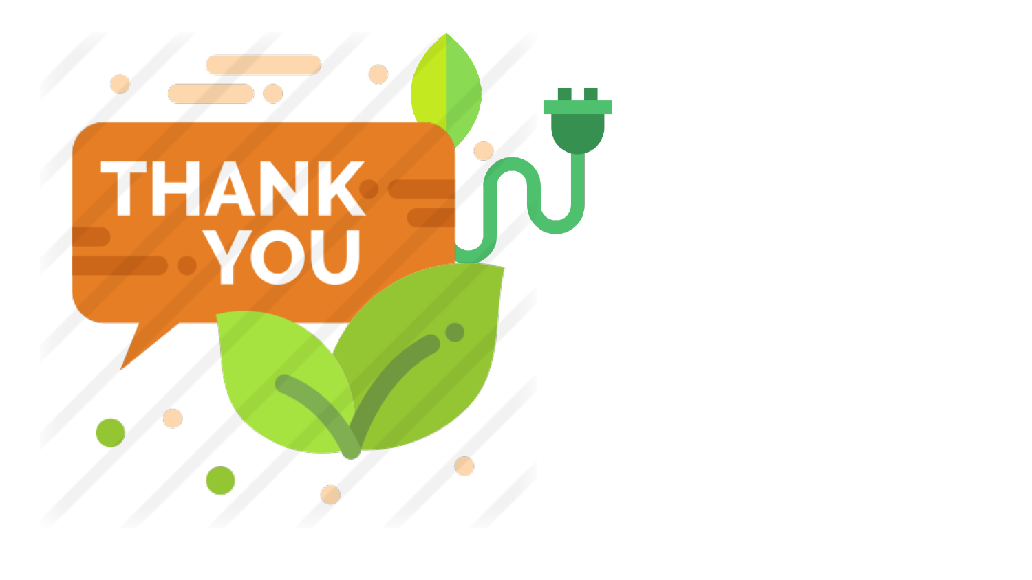THANK YOU